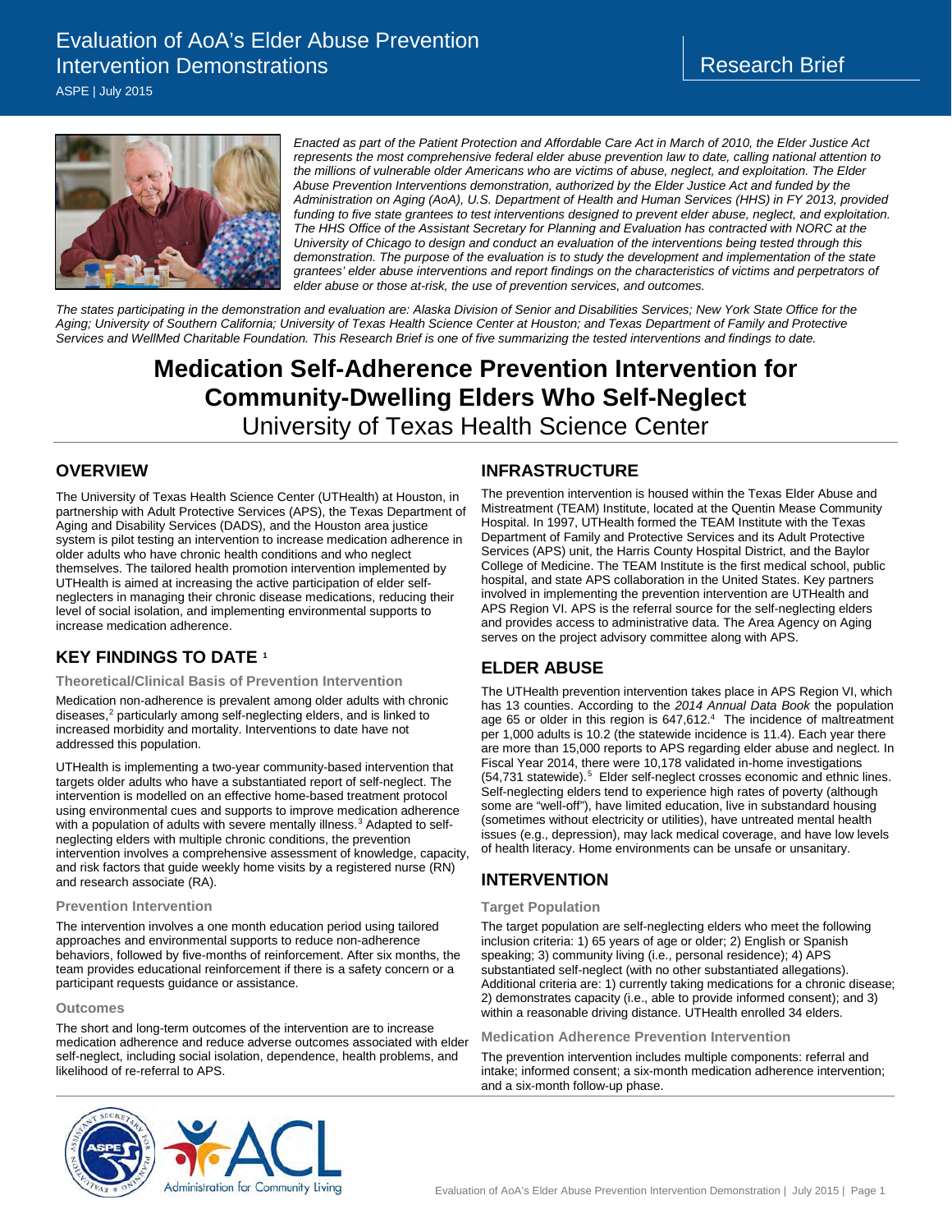# Evaluation of AoA's Elder Abuse Prevention Intervention Demonstrations

ASPE | July 2015

Research Brief

*Enacted as part of the Patient Protection and Affordable Care Act in March of 2010, the Elder Justice Act represents the most comprehensive federal elder abuse prevention law to date, calling national attention to the millions of vulnerable older Americans who are victims of abuse, neglect, and exploitation. The Elder Abuse Prevention Interventions demonstration, authorized by the Elder Justice Act and funded by the Administration on Aging (AoA), U.S. Department of Health and Human Services (HHS) in FY 2013, provided funding to five state grantees to test interventions designed to prevent elder abuse, neglect, and exploitation. The HHS Office of the Assistant Secretary for Planning and Evaluation has contracted with NORC at the University of Chicago to design and conduct an evaluation of the interventions being tested through this demonstration. The purpose of the evaluation is to study the development and implementation of the state grantees' elder abuse interventions and report findings on the characteristics of victims and perpetrators of elder abuse or those at-risk, the use of prevention services, and outcomes.*

*The states participating in the demonstration and evaluation are: Alaska Division of Senior and Disabilities Services; New York State Office for the Aging; University of Southern California; University of Texas Health Science Center at Houston; and Texas Department of Family and Protective Services and WellMed Charitable Foundation. This Research Brief is one of five summarizing the tested interventions and findings to date.*

# Medication Self-Adherence Prevention Intervention for Community-Dwelling Elders Who Self-Neglect

University of Texas Health Science Center

## OVERVIEW

The University of Texas Health Science Center (UTHealth) at Houston, in partnership with Adult Protective Services (APS), the Texas Department of Aging and Disability Services (DADS), and the Houston area justice system is pilot testing an intervention to increase medication adherence in older adults who have chronic health conditions and who neglect themselves. The tailored health promotion intervention implemented by UTHealth is aimed at increasing the active participation of elder self-neglecters in managing their chronic disease medications, reducing their level of social isolation, and implementing environmental supports to increase medication adherence.

## KEY FINDINGS TO DATE [1]

### Theoretical/Clinical Basis of Prevention Intervention

Medication non-adherence is prevalent among older adults with chronic diseases,[2] particularly among self-neglecting elders, and is linked to increased morbidity and mortality. Interventions to date have not addressed this population.

UTHealth is implementing a two-year community-based intervention that targets older adults who have a substantiated report of self-neglect. The intervention is modelled on an effective home-based treatment protocol using environmental cues and supports to improve medication adherence with a population of adults with severe mentally illness.[3] Adapted to self-neglecting elders with multiple chronic conditions, the prevention intervention involves a comprehensive assessment of knowledge, capacity, and risk factors that guide weekly home visits by a registered nurse (RN) and research associate (RA).

### Prevention Intervention

The intervention involves a one month education period using tailored approaches and environmental supports to reduce non-adherence behaviors, followed by five-months of reinforcement. After six months, the team provides educational reinforcement if there is a safety concern or a participant requests guidance or assistance.

### Outcomes

The short and long-term outcomes of the intervention are to increase medication adherence and reduce adverse outcomes associated with elder self-neglect, including social isolation, dependence, health problems, and likelihood of re-referral to APS.

## INFRASTRUCTURE

The prevention intervention is housed within the Texas Elder Abuse and Mistreatment (TEAM) Institute, located at the Quentin Mease Community Hospital. In 1997, UTHealth formed the TEAM Institute with the Texas Department of Family and Protective Services and its Adult Protective Services (APS) unit, the Harris County Hospital District, and the Baylor College of Medicine. The TEAM Institute is the first medical school, public hospital, and state APS collaboration in the United States. Key partners involved in implementing the prevention intervention are UTHealth and APS Region VI. APS is the referral source for the self-neglecting elders and provides access to administrative data. The Area Agency on Aging serves on the project advisory committee along with APS.

## ELDER ABUSE

The UTHealth prevention intervention takes place in APS Region VI, which has 13 counties. According to the *2014 Annual Data Book* the population age 65 or older in this region is 647,612.[4] The incidence of maltreatment per 1,000 adults is 10.2 (the statewide incidence is 11.4). Each year there are more than 15,000 reports to APS regarding elder abuse and neglect. In Fiscal Year 2014, there were 10,178 validated in-home investigations (54,731 statewide).[5] Elder self-neglect crosses economic and ethnic lines. Self-neglecting elders tend to experience high rates of poverty (although some are "well-off"), have limited education, live in substandard housing (sometimes without electricity or utilities), have untreated mental health issues (e.g., depression), may lack medical coverage, and have low levels of health literacy. Home environments can be unsafe or unsanitary.

## INTERVENTION

### Target Population

The target population are self-neglecting elders who meet the following inclusion criteria: 1) 65 years of age or older; 2) English or Spanish speaking; 3) community living (i.e., personal residence); 4) APS substantiated self-neglect (with no other substantiated allegations). Additional criteria are: 1) currently taking medications for a chronic disease; 2) demonstrates capacity (i.e., able to provide informed consent); and 3) within a reasonable driving distance. UTHealth enrolled 34 elders.

### Medication Adherence Prevention Intervention

The prevention intervention includes multiple components: referral and intake; informed consent; a six-month medication adherence intervention; and a six-month follow-up phase.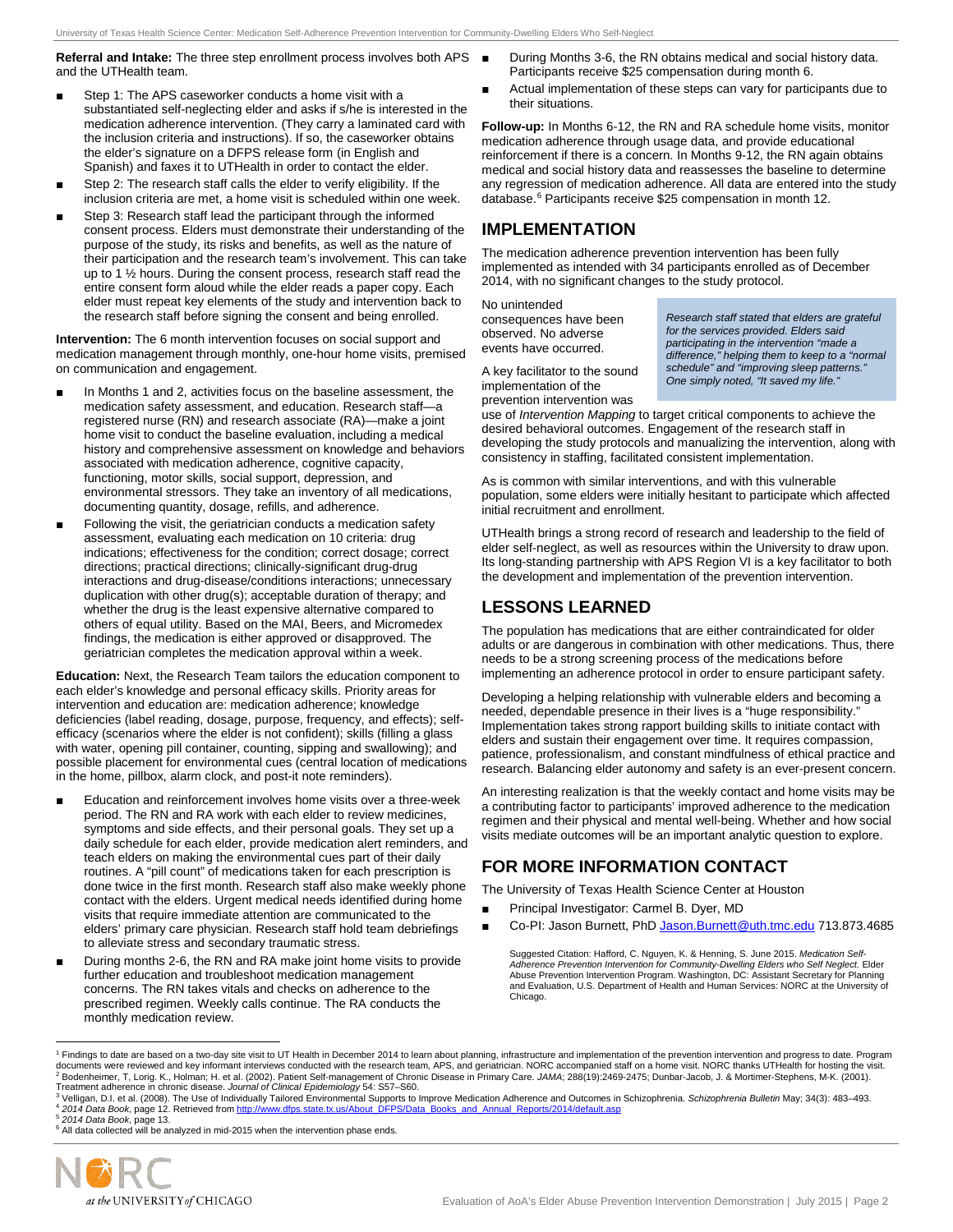**Referral and Intake:** The three step enrollment process involves both APS and the UTHealth team.

- Step 1: The APS caseworker conducts a home visit with a substantiated self-neglecting elder and asks if s/he is interested in the medication adherence intervention. (They carry a laminated card with the inclusion criteria and instructions). If so, the caseworker obtains the elder's signature on a DFPS release form (in English and Spanish) and faxes it to UTHealth in order to contact the elder.
- Step 2: The research staff calls the elder to verify eligibility. If the inclusion criteria are met, a home visit is scheduled within one week.
- Step 3: Research staff lead the participant through the informed consent process. Elders must demonstrate their understanding of the purpose of the study, its risks and benefits, as well as the nature of their participation and the research team's involvement. This can take up to 1 ½ hours. During the consent process, research staff read the entire consent form aloud while the elder reads a paper copy. Each elder must repeat key elements of the study and intervention back to the research staff before signing the consent and being enrolled.

**Intervention:** The 6 month intervention focuses on social support and medication management through monthly, one-hour home visits, premised on communication and engagement.

- In Months 1 and 2, activities focus on the baseline assessment, the medication safety assessment, and education. Research staff—a registered nurse (RN) and research associate (RA)—make a joint home visit to conduct the baseline evaluation, including a medical history and comprehensive assessment on knowledge and behaviors associated with medication adherence, cognitive capacity, functioning, motor skills, social support, depression, and environmental stressors. They take an inventory of all medications, documenting quantity, dosage, refills, and adherence.
- Following the visit, the geriatrician conducts a medication safety assessment, evaluating each medication on 10 criteria: drug indications; effectiveness for the condition; correct dosage; correct directions; practical directions; clinically-significant drug-drug interactions and drug-disease/conditions interactions; unnecessary duplication with other drug(s); acceptable duration of therapy; and whether the drug is the least expensive alternative compared to others of equal utility. Based on the MAI, Beers, and Micromedex findings, the medication is either approved or disapproved. The geriatrician completes the medication approval within a week.

**Education:** Next, the Research Team tailors the education component to each elder's knowledge and personal efficacy skills. Priority areas for intervention and education are: medication adherence; knowledge deficiencies (label reading, dosage, purpose, frequency, and effects); self-efficacy (scenarios where the elder is not confident); skills (filling a glass with water, opening pill container, counting, sipping and swallowing); and possible placement for environmental cues (central location of medications in the home, pillbox, alarm clock, and post-it note reminders).

- Education and reinforcement involves home visits over a three-week period. The RN and RA work with each elder to review medicines, symptoms and side effects, and their personal goals. They set up a daily schedule for each elder, provide medication alert reminders, and teach elders on making the environmental cues part of their daily routines. A "pill count" of medications taken for each prescription is done twice in the first month. Research staff also make weekly phone contact with the elders. Urgent medical needs identified during home visits that require immediate attention are communicated to the elders' primary care physician. Research staff hold team debriefings to alleviate stress and secondary traumatic stress.
- During months 2-6, the RN and RA make joint home visits to provide further education and troubleshoot medication management concerns. The RN takes vitals and checks on adherence to the prescribed regimen. Weekly calls continue. The RA conducts the monthly medication review.
- During Months 3-6, the RN obtains medical and social history data. Participants receive $25 compensation during month 6.
- Actual implementation of these steps can vary for participants due to their situations.

**Follow-up:** In Months 6-12, the RN and RA schedule home visits, monitor medication adherence through usage data, and provide educational reinforcement if there is a concern. In Months 9-12, the RN again obtains medical and social history data and reassesses the baseline to determine any regression of medication adherence. All data are entered into the study database.[6] Participants receive $25 compensation in month 12.

## IMPLEMENTATION

The medication adherence prevention intervention has been fully implemented as intended with 34 participants enrolled as of December 2014, with no significant changes to the study protocol.

No unintended consequences have been observed. No adverse events have occurred.

*Research staff stated that elders are grateful for the services provided. Elders said participating in the intervention "made a difference," helping them to keep to a "normal schedule" and "improving sleep patterns." One simply noted, "It saved my life."*

A key facilitator to the sound implementation of the prevention intervention was use of *Intervention Mapping* to target critical components to achieve the desired behavioral outcomes. Engagement of the research staff in developing the study protocols and manualizing the intervention, along with consistency in staffing, facilitated consistent implementation.

As is common with similar interventions, and with this vulnerable population, some elders were initially hesitant to participate which affected initial recruitment and enrollment.

UTHealth brings a strong record of research and leadership to the field of elder self-neglect, as well as resources within the University to draw upon. Its long-standing partnership with APS Region VI is a key facilitator to both the development and implementation of the prevention intervention.

## LESSONS LEARNED

The population has medications that are either contraindicated for older adults or are dangerous in combination with other medications. Thus, there needs to be a strong screening process of the medications before implementing an adherence protocol in order to ensure participant safety.

Developing a helping relationship with vulnerable elders and becoming a needed, dependable presence in their lives is a "huge responsibility." Implementation takes strong rapport building skills to initiate contact with elders and sustain their engagement over time. It requires compassion, patience, professionalism, and constant mindfulness of ethical practice and research. Balancing elder autonomy and safety is an ever-present concern.

An interesting realization is that the weekly contact and home visits may be a contributing factor to participants' improved adherence to the medication regimen and their physical and mental well-being. Whether and how social visits mediate outcomes will be an important analytic question to explore.

## FOR MORE INFORMATION CONTACT

The University of Texas Health Science Center at Houston

- Principal Investigator: Carmel B. Dyer, MD
- Co-PI: Jason Burnett, PhD Jason.Burnett@uth.tmc.edu 713.873.4685

Suggested Citation: Hafford, C. Nguyen, K. & Henning, S. June 2015. *Medication Self-Adherence Prevention Intervention for Community-Dwelling Elders who Self Neglect.* Elder Abuse Prevention Intervention Program. Washington, DC: Assistant Secretary for Planning and Evaluation, U.S. Department of Health and Human Services: NORC at the University of Chicago.

---

[1] Findings to date are based on a two-day site visit to UT Health in December 2014 to learn about planning, infrastructure and implementation of the prevention intervention and progress to date. Program documents were reviewed and key informant interviews conducted with the research team, APS, and geriatrician. NORC accompanied staff on a home visit. NORC thanks UTHealth for hosting the visit.

[2] Bodenheimer, T, Lorig. K., Holman; H. et al. (2002). Patient Self-management of Chronic Disease in Primary Care. *JAMA*; 288(19):2469-2475; Dunbar-Jacob, J. & Mortimer-Stephens, M-K. (2001). Treatment adherence in chronic disease. *Journal of Clinical Epidemiology* 54: S57–S60.

[3] Velligan, D.I. et al. (2008). The Use of Individually Tailored Environmental Supports to Improve Medication Adherence and Outcomes in Schizophrenia. *Schizophrenia Bulletin* May; 34(3): 483–493.

[4] *2014 Data Book*, page 12. Retrieved from http://www.dfps.state.tx.us/About_DFPS/Data_Books_and_Annual_Reports/2014/default.asp

[5] *2014 Data Book*, page 13.

[6] All data collected will be analyzed in mid-2015 when the intervention phase ends.